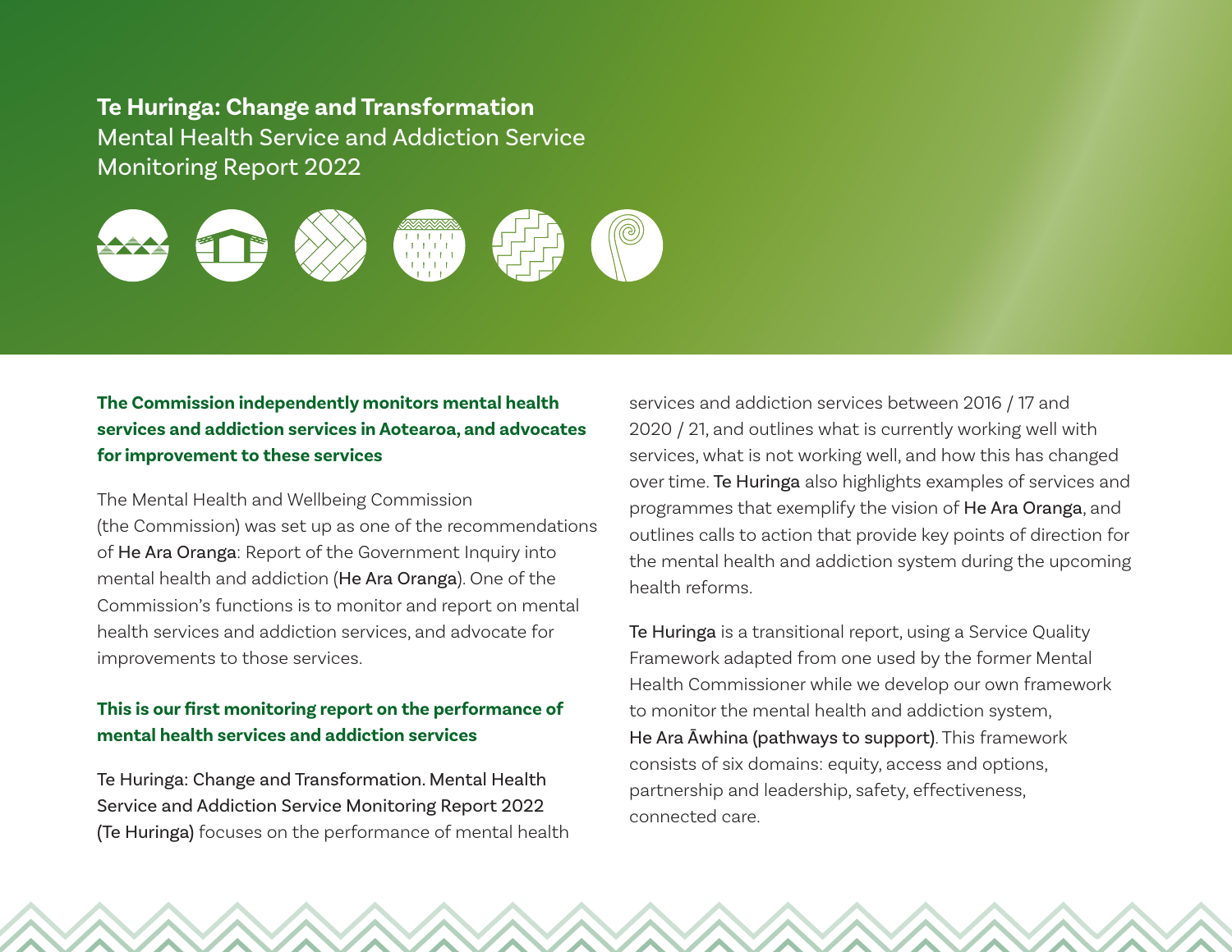# Te Huringa: Change and Transformation

Mental Health Service and Addiction Service Monitoring Report 2022

### The Commission independently monitors mental health services and addiction services in Aotearoa, and advocates for improvement to these services

The Mental Health and Wellbeing Commission (the Commission) was set up as one of the recommendations of He Ara Oranga: Report of the Government Inquiry into mental health and addiction (He Ara Oranga). One of the Commission's functions is to monitor and report on mental health services and addiction services, and advocate for improvements to those services.

### This is our first monitoring report on the performance of mental health services and addiction services

Te Huringa: Change and Transformation. Mental Health Service and Addiction Service Monitoring Report 2022 (Te Huringa) focuses on the performance of mental health services and addiction services between 2016 / 17 and 2020 / 21, and outlines what is currently working well with services, what is not working well, and how this has changed over time. Te Huringa also highlights examples of services and programmes that exemplify the vision of He Ara Oranga, and outlines calls to action that provide key points of direction for the mental health and addiction system during the upcoming health reforms.

Te Huringa is a transitional report, using a Service Quality Framework adapted from one used by the former Mental Health Commissioner while we develop our own framework to monitor the mental health and addiction system, He Ara Āwhina (pathways to support). This framework consists of six domains: equity, access and options, partnership and leadership, safety, effectiveness, connected care.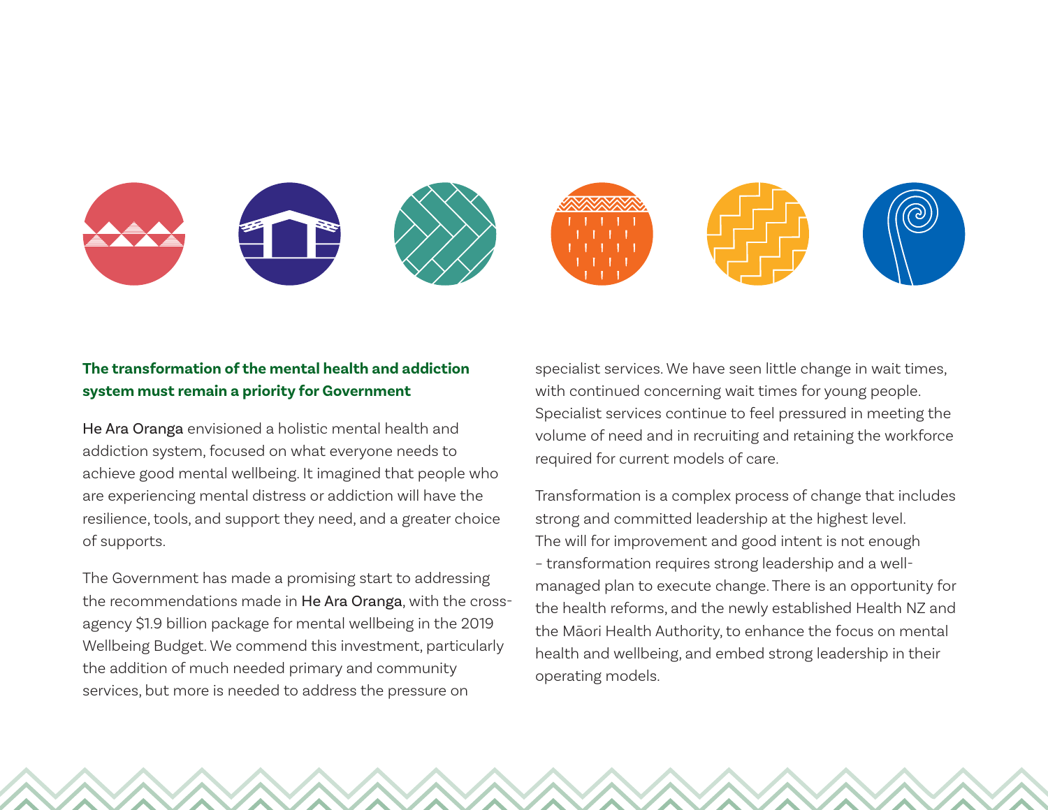**The transformation of the mental health and addiction system must remain a priority for Government**

He Ara Oranga envisioned a holistic mental health and addiction system, focused on what everyone needs to achieve good mental wellbeing. It imagined that people who are experiencing mental distress or addiction will have the resilience, tools, and support they need, and a greater choice of supports.

The Government has made a promising start to addressing the recommendations made in He Ara Oranga, with the cross-agency $1.9 billion package for mental wellbeing in the 2019 Wellbeing Budget. We commend this investment, particularly the addition of much needed primary and community services, but more is needed to address the pressure on specialist services. We have seen little change in wait times, with continued concerning wait times for young people. Specialist services continue to feel pressured in meeting the volume of need and in recruiting and retaining the workforce required for current models of care.

Transformation is a complex process of change that includes strong and committed leadership at the highest level. The will for improvement and good intent is not enough – transformation requires strong leadership and a well-managed plan to execute change. There is an opportunity for the health reforms, and the newly established Health NZ and the Māori Health Authority, to enhance the focus on mental health and wellbeing, and embed strong leadership in their operating models.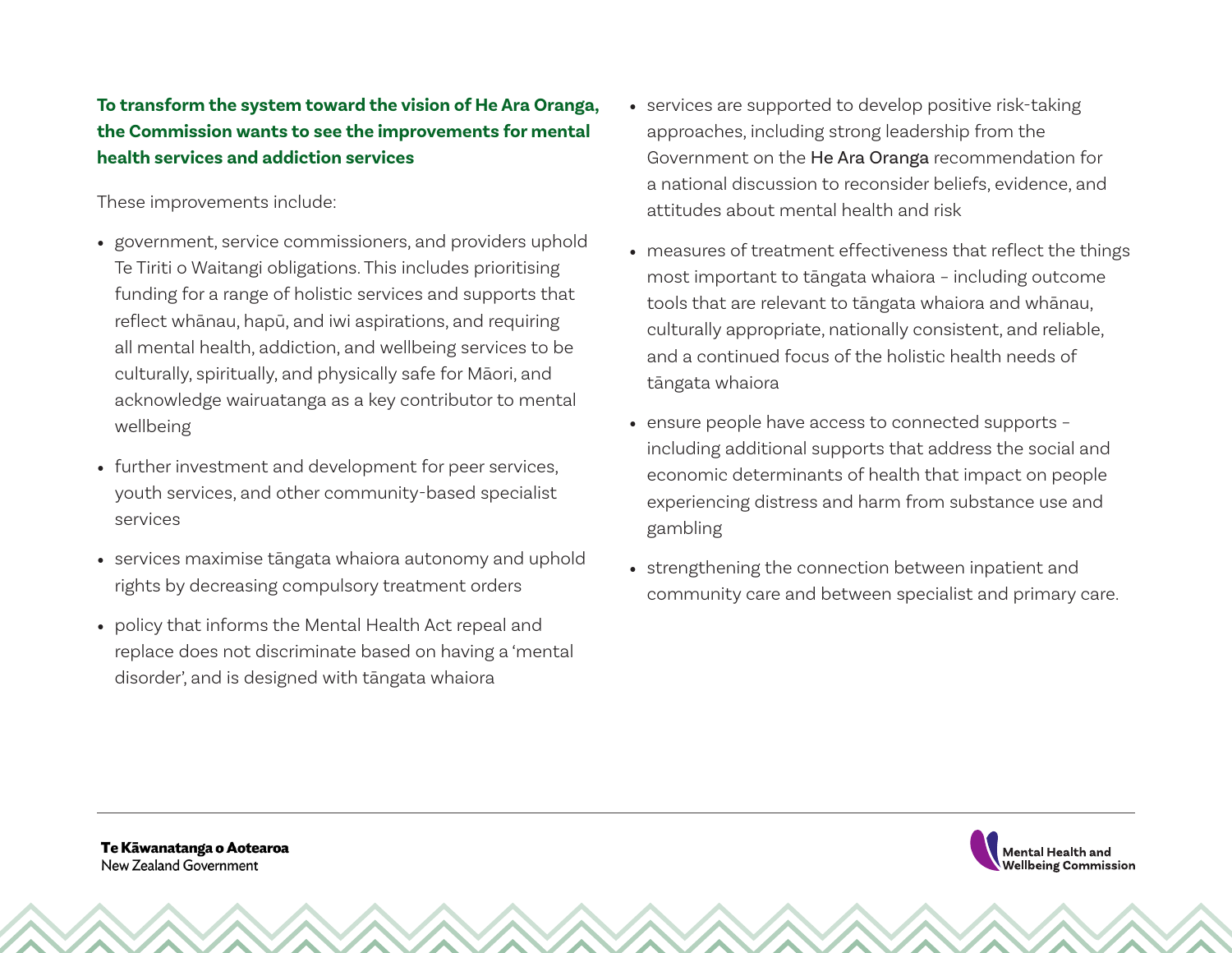**To transform the system toward the vision of He Ara Oranga, the Commission wants to see the improvements for mental health services and addiction services**

These improvements include:

- government, service commissioners, and providers uphold Te Tiriti o Waitangi obligations. This includes prioritising funding for a range of holistic services and supports that reflect whānau, hapū, and iwi aspirations, and requiring all mental health, addiction, and wellbeing services to be culturally, spiritually, and physically safe for Māori, and acknowledge wairuatanga as a key contributor to mental wellbeing
- further investment and development for peer services, youth services, and other community-based specialist services
- services maximise tāngata whaiora autonomy and uphold rights by decreasing compulsory treatment orders
- policy that informs the Mental Health Act repeal and replace does not discriminate based on having a 'mental disorder', and is designed with tāngata whaiora
- services are supported to develop positive risk-taking approaches, including strong leadership from the Government on the He Ara Oranga recommendation for a national discussion to reconsider beliefs, evidence, and attitudes about mental health and risk
- measures of treatment effectiveness that reflect the things most important to tāngata whaiora – including outcome tools that are relevant to tāngata whaiora and whānau, culturally appropriate, nationally consistent, and reliable, and a continued focus of the holistic health needs of tāngata whaiora
- ensure people have access to connected supports – including additional supports that address the social and economic determinants of health that impact on people experiencing distress and harm from substance use and gambling
- strengthening the connection between inpatient and community care and between specialist and primary care.